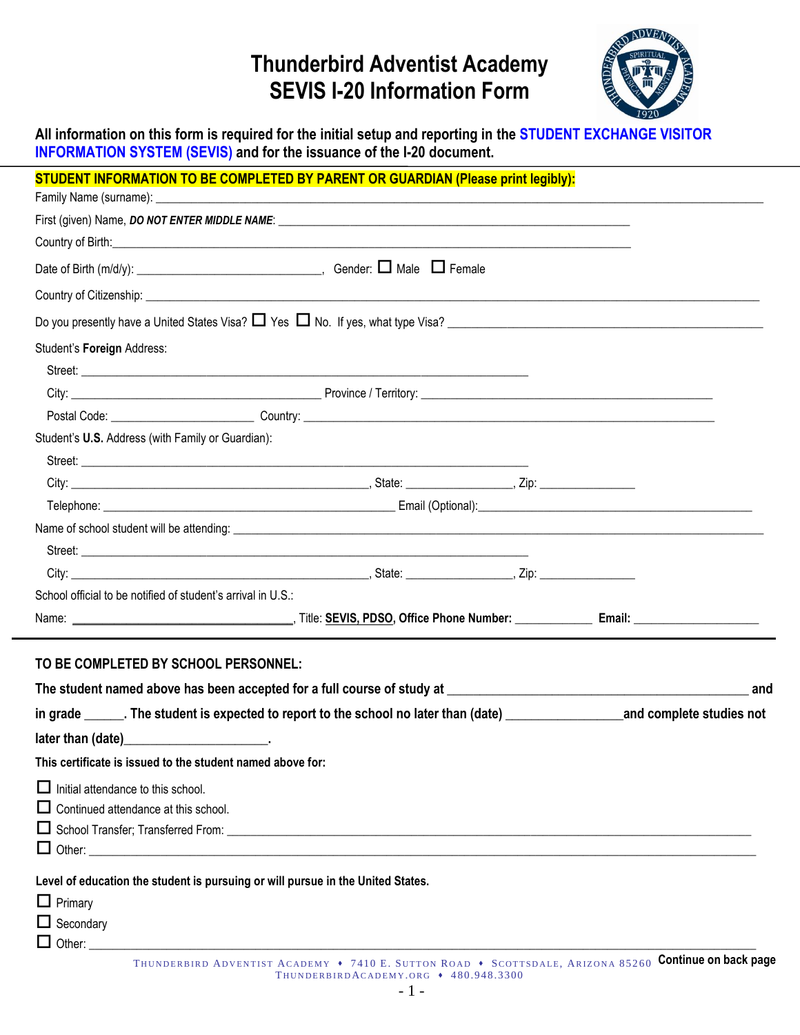# Thunderbird Adventist Academy
# SEVIS I-20 Information Form

**All information on this form is required for the initial setup and reporting in the STUDENT EXCHANGE VISITOR INFORMATION SYSTEM (SEVIS) and for the issuance of the I-20 document.**

**STUDENT INFORMATION TO BE COMPLETED BY PARENT OR GUARDIAN (Please print legibly):**

Family Name (surname): ____________________________________________

First (given) Name, ***DO NOT ENTER MIDDLE NAME***: ____________________________________________

Country of Birth: ____________________________________________

Date of Birth (m/d/y): ______________________, Gender: ☐ Male ☐ Female

Country of Citizenship: ____________________________________________

Do you presently have a United States Visa? ☐ Yes ☐ No. If yes, what type Visa? ______________________

Student's **Foreign** Address:

Street: ____________________________________________

City: ______________________ Province / Territory: ______________________

Postal Code: ______________ Country: ______________________

Student's **U.S.** Address (with Family or Guardian):

Street: ____________________________________________

City: ______________________, State: ____________, Zip: ____________

Telephone: ______________________ Email (Optional): ______________________

Name of school student will be attending: ____________________________________________

Street: ____________________________________________

City: ______________________, State: ____________, Zip: ____________

School official to be notified of student's arrival in U.S.:

Name: ______________________, Title: **SEVIS, PDSO, Office Phone Number:** ____________ **Email:** ____________

**TO BE COMPLETED BY SCHOOL PERSONNEL:**

**The student named above has been accepted for a full course of study at ______________________ and in grade ______. The student is expected to report to the school no later than (date) ____________ and complete studies not later than (date) ____________.**

**This certificate is issued to the student named above for:**

☐ Initial attendance to this school.

☐ Continued attendance at this school.

☐ School Transfer; Transferred From: ______________________

☐ Other: ______________________

**Level of education the student is pursuing or will pursue in the United States.**

☐ Primary

☐ Secondary

☐ Other: ______________________

Thunderbird Adventist Academy ♦ 7410 E. Sutton Road ♦ Scottsdale, Arizona 85260
ThunderbirdAcademy.org ♦ 480.948.3300

**Continue on back page**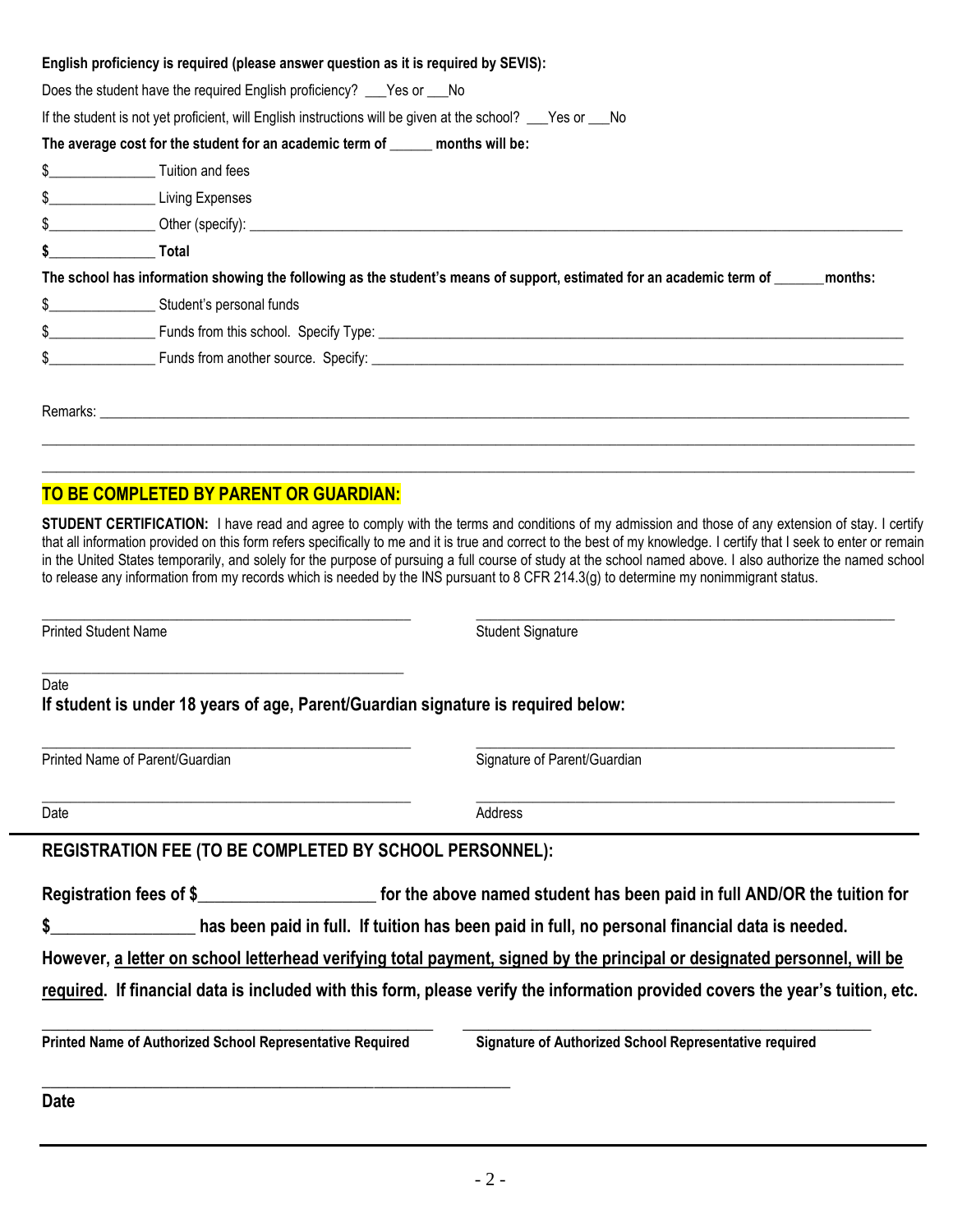**English proficiency is required (please answer question as it is required by SEVIS):**

Does the student have the required English proficiency? ___Yes or ___No

If the student is not yet proficient, will English instructions will be given at the school? ___Yes or ___No

**The average cost for the student for an academic term of ______ months will be:**

$_______________ Tuition and fees

$_______________ Living Expenses

$_______________ Other (specify): ____________________________________________________________________________________________

**$_______________ Total**

**The school has information showing the following as the student's means of support, estimated for an academic term of _______months:**

$_______________ Student's personal funds

$_______________ Funds from this school. Specify Type: ___________________________________________________________________________

$_______________ Funds from another source. Specify: ____________________________________________________________________________

Remarks: ______________________________________________________________________________________________________________

________________________________________________________________________________________________________________________

________________________________________________________________________________________________________________________

## TO BE COMPLETED BY PARENT OR GUARDIAN:

**STUDENT CERTIFICATION:** I have read and agree to comply with the terms and conditions of my admission and those of any extension of stay. I certify that all information provided on this form refers specifically to me and it is true and correct to the best of my knowledge. I certify that I seek to enter or remain in the United States temporarily, and solely for the purpose of pursuing a full course of study at the school named above. I also authorize the named school to release any information from my records which is needed by the INS pursuant to 8 CFR 214.3(g) to determine my nonimmigrant status.

_____________________________________________ _____________________________________________

Printed Student Name Student Signature

_____________________________________________

Date

**If student is under 18 years of age, Parent/Guardian signature is required below:**

_____________________________________________ _____________________________________________

Printed Name of Parent/Guardian Signature of Parent/Guardian

_____________________________________________ _____________________________________________

Date Address

## REGISTRATION FEE (TO BE COMPLETED BY SCHOOL PERSONNEL):

**Registration fees of $_____________________ for the above named student has been paid in full AND/OR the tuition for**

**$_________________ has been paid in full. If tuition has been paid in full, no personal financial data is needed.**

**However, a letter on school letterhead verifying total payment, signed by the principal or designated personnel, will be required. If financial data is included with this form, please verify the information provided covers the year's tuition, etc.**

_____________________________________________ _____________________________________________

**Printed Name of Authorized School Representative Required** **Signature of Authorized School Representative required**

_____________________________________________

**Date**